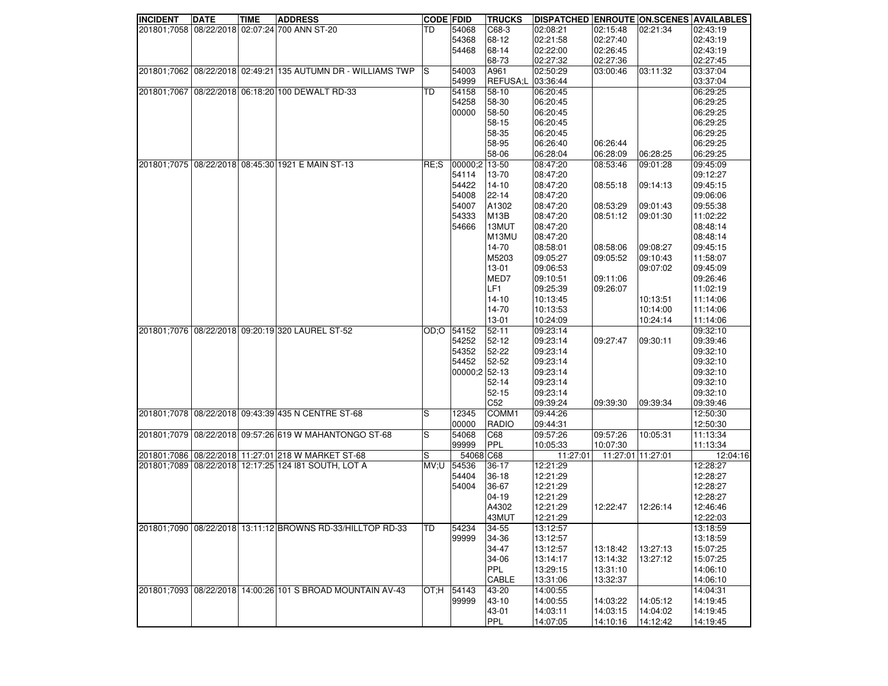| INCIDENT | DATE | TIME | ADDRESS | CODE | FDID | TRUCKS | DISPATCHED | ENROUTE | ON.SCENES | AVAILABLES |
|---|---|---|---|---|---|---|---|---|---|---|
| 201801;7058 | 08/22/2018 | 02:07:24 | 700 ANN ST-20 | TD | 54068 | C68-3 | 02:08:21 | 02:15:48 | 02:21:34 | 02:43:19 |
| | | | | | 54368 | 68-12 | 02:21:58 | 02:27:40 | | 02:43:19 |
| | | | | | 54468 | 68-14 | 02:22:00 | 02:26:45 | | 02:43:19 |
| | | | | | | 68-73 | 02:27:32 | 02:27:36 | | 02:27:45 |
| 201801;7062 | 08/22/2018 | 02:49:21 | 135 AUTUMN DR - WILLIAMS TWP | S | 54003 | A961 | 02:50:29 | 03:00:46 | 03:11:32 | 03:37:04 |
| | | | | | 54999 | REFUSA;L | 03:36:44 | | | 03:37:04 |
| 201801;7067 | 08/22/2018 | 06:18:20 | 100 DEWALT RD-33 | TD | 54158 | 58-10 | 06:20:45 | | | 06:29:25 |
| | | | | | 54258 | 58-30 | 06:20:45 | | | 06:29:25 |
| | | | | | 00000 | 58-50 | 06:20:45 | | | 06:29:25 |
| | | | | | | 58-15 | 06:20:45 | | | 06:29:25 |
| | | | | | | 58-35 | 06:20:45 | | | 06:29:25 |
| | | | | | | 58-95 | 06:26:40 | 06:26:44 | | 06:29:25 |
| | | | | | | 58-06 | 06:28:04 | 06:28:09 | 06:28:25 | 06:29:25 |
| 201801;7075 | 08/22/2018 | 08:45:30 | 1921 E MAIN ST-13 | RE;S | 00000;2 | 13-50 | 08:47:20 | 08:53:46 | 09:01:28 | 09:45:09 |
| | | | | | 54114 | 13-70 | 08:47:20 | | | 09:12:27 |
| | | | | | 54422 | 14-10 | 08:47:20 | 08:55:18 | 09:14:13 | 09:45:15 |
| | | | | | 54008 | 22-14 | 08:47:20 | | | 09:06:06 |
| | | | | | 54007 | A1302 | 08:47:20 | 08:53:29 | 09:01:43 | 09:55:38 |
| | | | | | 54333 | M13B | 08:47:20 | 08:51:12 | 09:01:30 | 11:02:22 |
| | | | | | 54666 | 13MUT | 08:47:20 | | | 08:48:14 |
| | | | | | | M13MU | 08:47:20 | | | 08:48:14 |
| | | | | | | 14-70 | 08:58:01 | 08:58:06 | 09:08:27 | 09:45:15 |
| | | | | | | M5203 | 09:05:27 | 09:05:52 | 09:10:43 | 11:58:07 |
| | | | | | | 13-01 | 09:06:53 | | 09:07:02 | 09:45:09 |
| | | | | | | MED7 | 09:10:51 | 09:11:06 | | 09:26:46 |
| | | | | | | LF1 | 09:25:39 | 09:26:07 | | 11:02:19 |
| | | | | | | 14-10 | 10:13:45 | | 10:13:51 | 11:14:06 |
| | | | | | | 14-70 | 10:13:53 | | 10:14:00 | 11:14:06 |
| | | | | | | 13-01 | 10:24:09 | | 10:24:14 | 11:14:06 |
| 201801;7076 | 08/22/2018 | 09:20:19 | 320 LAUREL ST-52 | OD;O | 54152 | 52-11 | 09:23:14 | | | 09:32:10 |
| | | | | | 54252 | 52-12 | 09:23:14 | 09:27:47 | 09:30:11 | 09:39:46 |
| | | | | | 54352 | 52-22 | 09:23:14 | | | 09:32:10 |
| | | | | | 54452 | 52-52 | 09:23:14 | | | 09:32:10 |
| | | | | | 00000;2 | 52-13 | 09:23:14 | | | 09:32:10 |
| | | | | | | 52-14 | 09:23:14 | | | 09:32:10 |
| | | | | | | 52-15 | 09:23:14 | | | 09:32:10 |
| | | | | | | C52 | 09:39:24 | 09:39:30 | 09:39:34 | 09:39:46 |
| 201801;7078 | 08/22/2018 | 09:43:39 | 435 N CENTRE ST-68 | S | 12345 | COMM1 | 09:44:26 | | | 12:50:30 |
| | | | | | 00000 | RADIO | 09:44:31 | | | 12:50:30 |
| 201801;7079 | 08/22/2018 | 09:57:26 | 619 W MAHANTONGO ST-68 | S | 54068 | C68 | 09:57:26 | 09:57:26 | 10:05:31 | 11:13:34 |
| | | | | | 99999 | PPL | 10:05:33 | 10:07:30 | | 11:13:34 |
| 201801;7086 | 08/22/2018 | 11:27:01 | 218 W MARKET ST-68 | S | 54068 | C68 | 11:27:01 | 11:27:01 | 11:27:01 | 12:04:16 |
| 201801;7089 | 08/22/2018 | 12:17:25 | 124 I81 SOUTH, LOT A | MV;U | 54536 | 36-17 | 12:21:29 | | | 12:28:27 |
| | | | | | 54404 | 36-18 | 12:21:29 | | | 12:28:27 |
| | | | | | 54004 | 36-67 | 12:21:29 | | | 12:28:27 |
| | | | | | | 04-19 | 12:21:29 | | | 12:28:27 |
| | | | | | | A4302 | 12:21:29 | 12:22:47 | 12:26:14 | 12:46:46 |
| | | | | | | 43MUT | 12:21:29 | | | 12:22:03 |
| 201801;7090 | 08/22/2018 | 13:11:12 | BROWNS RD-33/HILLTOP RD-33 | TD | 54234 | 34-55 | 13:12:57 | | | 13:18:59 |
| | | | | | 99999 | 34-36 | 13:12:57 | | | 13:18:59 |
| | | | | | | 34-47 | 13:12:57 | 13:18:42 | 13:27:13 | 15:07:25 |
| | | | | | | 34-06 | 13:14:17 | 13:14:32 | 13:27:12 | 15:07:25 |
| | | | | | | PPL | 13:29:15 | 13:31:10 | | 14:06:10 |
| | | | | | | CABLE | 13:31:06 | 13:32:37 | | 14:06:10 |
| 201801;7093 | 08/22/2018 | 14:00:26 | 101 S BROAD MOUNTAIN AV-43 | OT;H | 54143 | 43-20 | 14:00:55 | | | 14:04:31 |
| | | | | | 99999 | 43-10 | 14:00:55 | 14:03:22 | 14:05:12 | 14:19:45 |
| | | | | | | 43-01 | 14:03:11 | 14:03:15 | 14:04:02 | 14:19:45 |
| | | | | | | PPL | 14:07:05 | 14:10:16 | 14:12:42 | 14:19:45 |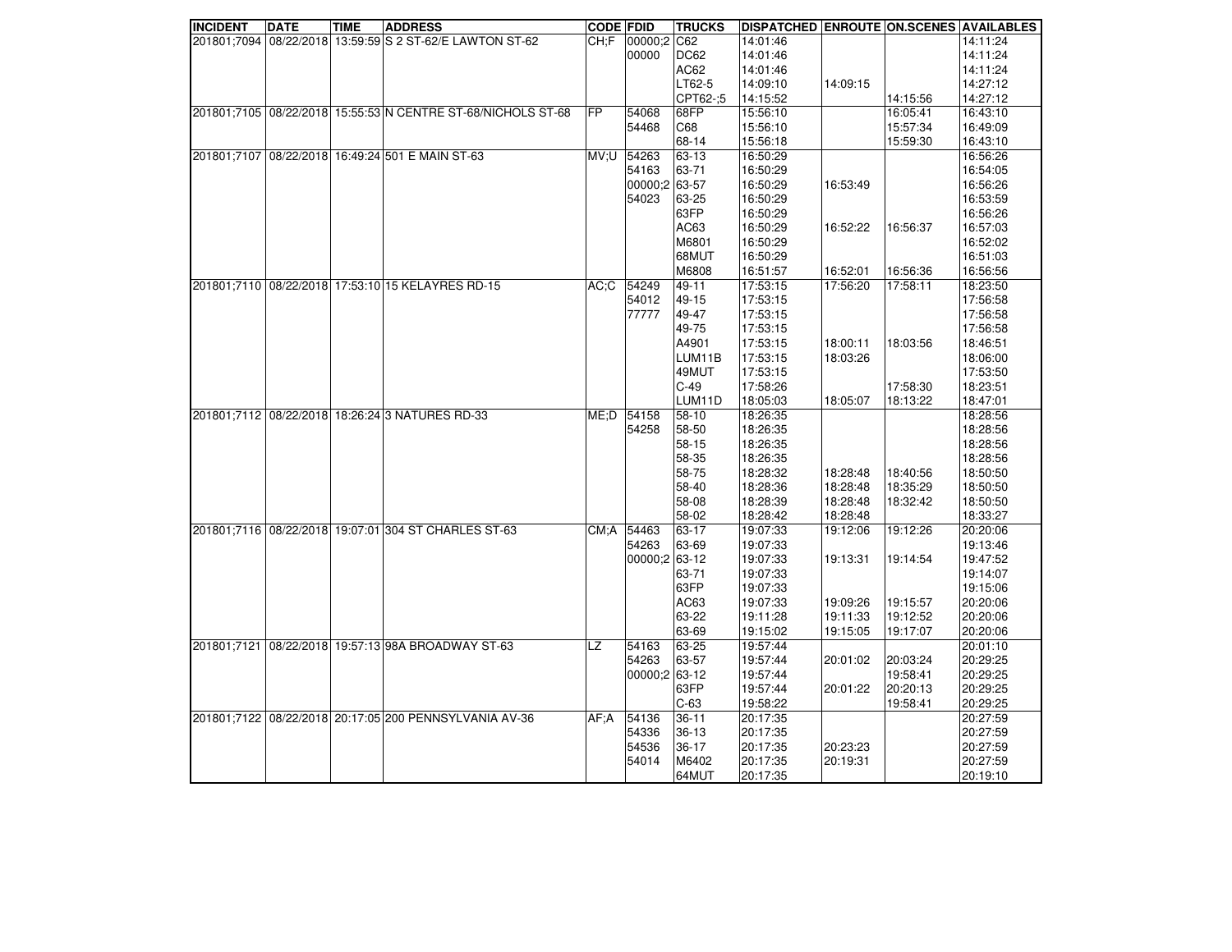| INCIDENT | DATE | TIME | ADDRESS | CODE | FDID | TRUCKS | DISPATCHED | ENROUTE | ON.SCENES | AVAILABLES |
|---|---|---|---|---|---|---|---|---|---|---|
| 201801;7094 | 08/22/2018 | 13:59:59 | S 2 ST-62/E LAWTON ST-62 | CH;F | 00000;2 | C62 | 14:01:46 | | | 14:11:24 |
| | | | | | 00000 | DC62 | 14:01:46 | | | 14:11:24 |
| | | | | | | AC62 | 14:01:46 | | | 14:11:24 |
| | | | | | | LT62-5 | 14:09:10 | 14:09:15 | | 14:27:12 |
| | | | | | | CPT62-;5 | 14:15:52 | | 14:15:56 | 14:27:12 |
| 201801;7105 | 08/22/2018 | 15:55:53 | N CENTRE ST-68/NICHOLS ST-68 | FP | 54068 | 68FP | 15:56:10 | | 16:05:41 | 16:43:10 |
| | | | | | 54468 | C68 | 15:56:10 | | 15:57:34 | 16:49:09 |
| | | | | | | 68-14 | 15:56:18 | | 15:59:30 | 16:43:10 |
| 201801;7107 | 08/22/2018 | 16:49:24 | 501 E MAIN ST-63 | MV;U | 54263 | 63-13 | 16:50:29 | | | 16:56:26 |
| | | | | | 54163 | 63-71 | 16:50:29 | | | 16:54:05 |
| | | | | | 00000;2 | 63-57 | 16:50:29 | 16:53:49 | | 16:56:26 |
| | | | | | 54023 | 63-25 | 16:50:29 | | | 16:53:59 |
| | | | | | | 63FP | 16:50:29 | | | 16:56:26 |
| | | | | | | AC63 | 16:50:29 | 16:52:22 | 16:56:37 | 16:57:03 |
| | | | | | | M6801 | 16:50:29 | | | 16:52:02 |
| | | | | | | 68MUT | 16:50:29 | | | 16:51:03 |
| | | | | | | M6808 | 16:51:57 | 16:52:01 | 16:56:36 | 16:56:56 |
| 201801;7110 | 08/22/2018 | 17:53:10 | 15 KELAYRES RD-15 | AC;C | 54249 | 49-11 | 17:53:15 | 17:56:20 | 17:58:11 | 18:23:50 |
| | | | | | 54012 | 49-15 | 17:53:15 | | | 17:56:58 |
| | | | | | 77777 | 49-47 | 17:53:15 | | | 17:56:58 |
| | | | | | | 49-75 | 17:53:15 | | | 17:56:58 |
| | | | | | | A4901 | 17:53:15 | 18:00:11 | 18:03:56 | 18:46:51 |
| | | | | | | LUM11B | 17:53:15 | 18:03:26 | | 18:06:00 |
| | | | | | | 49MUT | 17:53:15 | | | 17:53:50 |
| | | | | | | C-49 | 17:58:26 | | 17:58:30 | 18:23:51 |
| | | | | | | LUM11D | 18:05:03 | 18:05:07 | 18:13:22 | 18:47:01 |
| 201801;7112 | 08/22/2018 | 18:26:24 | 3 NATURES RD-33 | ME;D | 54158 | 58-10 | 18:26:35 | | | 18:28:56 |
| | | | | | 54258 | 58-50 | 18:26:35 | | | 18:28:56 |
| | | | | | | 58-15 | 18:26:35 | | | 18:28:56 |
| | | | | | | 58-35 | 18:26:35 | | | 18:28:56 |
| | | | | | | 58-75 | 18:28:32 | 18:28:48 | 18:40:56 | 18:50:50 |
| | | | | | | 58-40 | 18:28:36 | 18:28:48 | 18:35:29 | 18:50:50 |
| | | | | | | 58-08 | 18:28:39 | 18:28:48 | 18:32:42 | 18:50:50 |
| | | | | | | 58-02 | 18:28:42 | 18:28:48 | | 18:33:27 |
| 201801;7116 | 08/22/2018 | 19:07:01 | 304 ST CHARLES ST-63 | CM;A | 54463 | 63-17 | 19:07:33 | 19:12:06 | 19:12:26 | 20:20:06 |
| | | | | | 54263 | 63-69 | 19:07:33 | | | 19:13:46 |
| | | | | | 00000;2 | 63-12 | 19:07:33 | 19:13:31 | 19:14:54 | 19:47:52 |
| | | | | | | 63-71 | 19:07:33 | | | 19:14:07 |
| | | | | | | 63FP | 19:07:33 | | | 19:15:06 |
| | | | | | | AC63 | 19:07:33 | 19:09:26 | 19:15:57 | 20:20:06 |
| | | | | | | 63-22 | 19:11:28 | 19:11:33 | 19:12:52 | 20:20:06 |
| | | | | | | 63-69 | 19:15:02 | 19:15:05 | 19:17:07 | 20:20:06 |
| 201801;7121 | 08/22/2018 | 19:57:13 | 98A BROADWAY ST-63 | LZ | 54163 | 63-25 | 19:57:44 | | | 20:01:10 |
| | | | | | 54263 | 63-57 | 19:57:44 | 20:01:02 | 20:03:24 | 20:29:25 |
| | | | | | 00000;2 | 63-12 | 19:57:44 | | 19:58:41 | 20:29:25 |
| | | | | | | 63FP | 19:57:44 | 20:01:22 | 20:20:13 | 20:29:25 |
| | | | | | | C-63 | 19:58:22 | | 19:58:41 | 20:29:25 |
| 201801;7122 | 08/22/2018 | 20:17:05 | 200 PENNSYLVANIA AV-36 | AF;A | 54136 | 36-11 | 20:17:35 | | | 20:27:59 |
| | | | | | 54336 | 36-13 | 20:17:35 | | | 20:27:59 |
| | | | | | 54536 | 36-17 | 20:17:35 | 20:23:23 | | 20:27:59 |
| | | | | | 54014 | M6402 | 20:17:35 | 20:19:31 | | 20:27:59 |
| | | | | | | 64MUT | 20:17:35 | | | 20:19:10 |